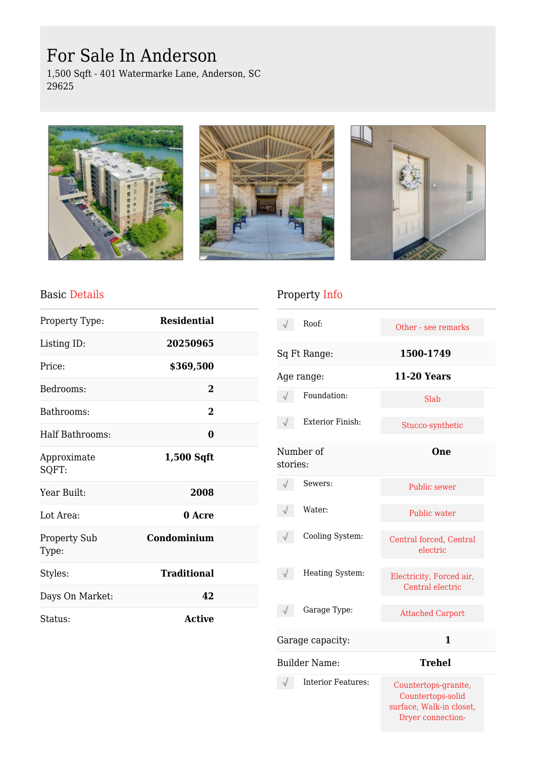# For Sale In Anderson

1,500 Sqft - 401 Watermarke Lane, Anderson, SC 29625

## Basic Details

| | |
|---|---|
| Property Type: | **Residential** |
| Listing ID: | **20250965** |
| Price: | **$369,500** |
| Bedrooms: | **2** |
| Bathrooms: | **2** |
| Half Bathrooms: | **0** |
| Approximate SQFT: | **1,500 Sqft** |
| Year Built: | **2008** |
| Lot Area: | **0 Acre** |
| Property Sub Type: | **Condominium** |
| Styles: | **Traditional** |
| Days On Market: | **42** |
| Status: | **Active** |

## Property Info

| | |
|---|---|
| Roof: | Other - see remarks |
| Sq Ft Range: | **1500-1749** |
| Age range: | **11-20 Years** |
| Foundation: | Slab |
| Exterior Finish: | Stucco-synthetic |
| Number of stories: | **One** |
| Sewers: | Public sewer |
| Water: | Public water |
| Cooling System: | Central forced, Central electric |
| Heating System: | Electricity, Forced air, Central electric |
| Garage Type: | Attached Carport |
| Garage capacity: | **1** |
| Builder Name: | **Trehel** |
| Interior Features: | Countertops-granite, Countertops-solid surface, Walk-in closet, Dryer connection- |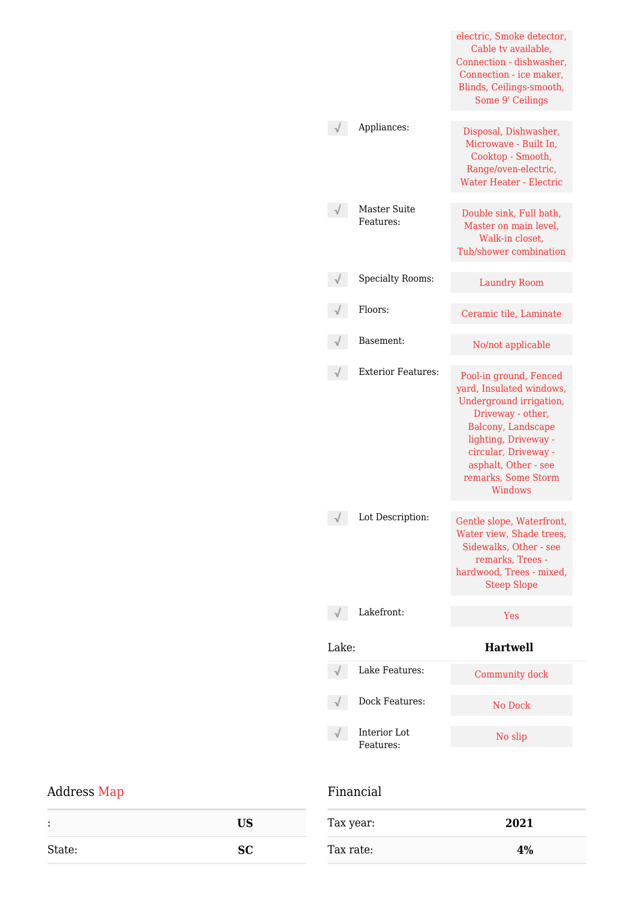electric, Smoke detector, Cable tv available, Connection - dishwasher, Connection - ice maker, Blinds, Ceilings-smooth, Some 9' Ceilings

| | | |
|---|---|---|
| √ | Appliances: | Disposal, Dishwasher, Microwave - Built In, Cooktop - Smooth, Range/oven-electric, Water Heater - Electric |
| √ | Master Suite Features: | Double sink, Full bath, Master on main level, Walk-in closet, Tub/shower combination |
| √ | Specialty Rooms: | Laundry Room |
| √ | Floors: | Ceramic tile, Laminate |
| √ | Basement: | No/not applicable |
| √ | Exterior Features: | Pool-in ground, Fenced yard, Insulated windows, Underground irrigation, Driveway - other, Balcony, Landscape lighting, Driveway - circular, Driveway - asphalt, Other - see remarks, Some Storm Windows |
| √ | Lot Description: | Gentle slope, Waterfront, Water view, Shade trees, Sidewalks, Other - see remarks, Trees - hardwood, Trees - mixed, Steep Slope |
| √ | Lakefront: | Yes |

| | |
|---|---|
| Lake: | **Hartwell** |

| | | |
|---|---|---|
| √ | Lake Features: | Community dock |
| √ | Dock Features: | No Dock |
| √ | Interior Lot Features: | No slip |

## Address Map

| | |
|---|---|
| : | **US** |
| State: | **SC** |

## Financial

| | |
|---|---|
| Tax year: | **2021** |
| Tax rate: | **4%** |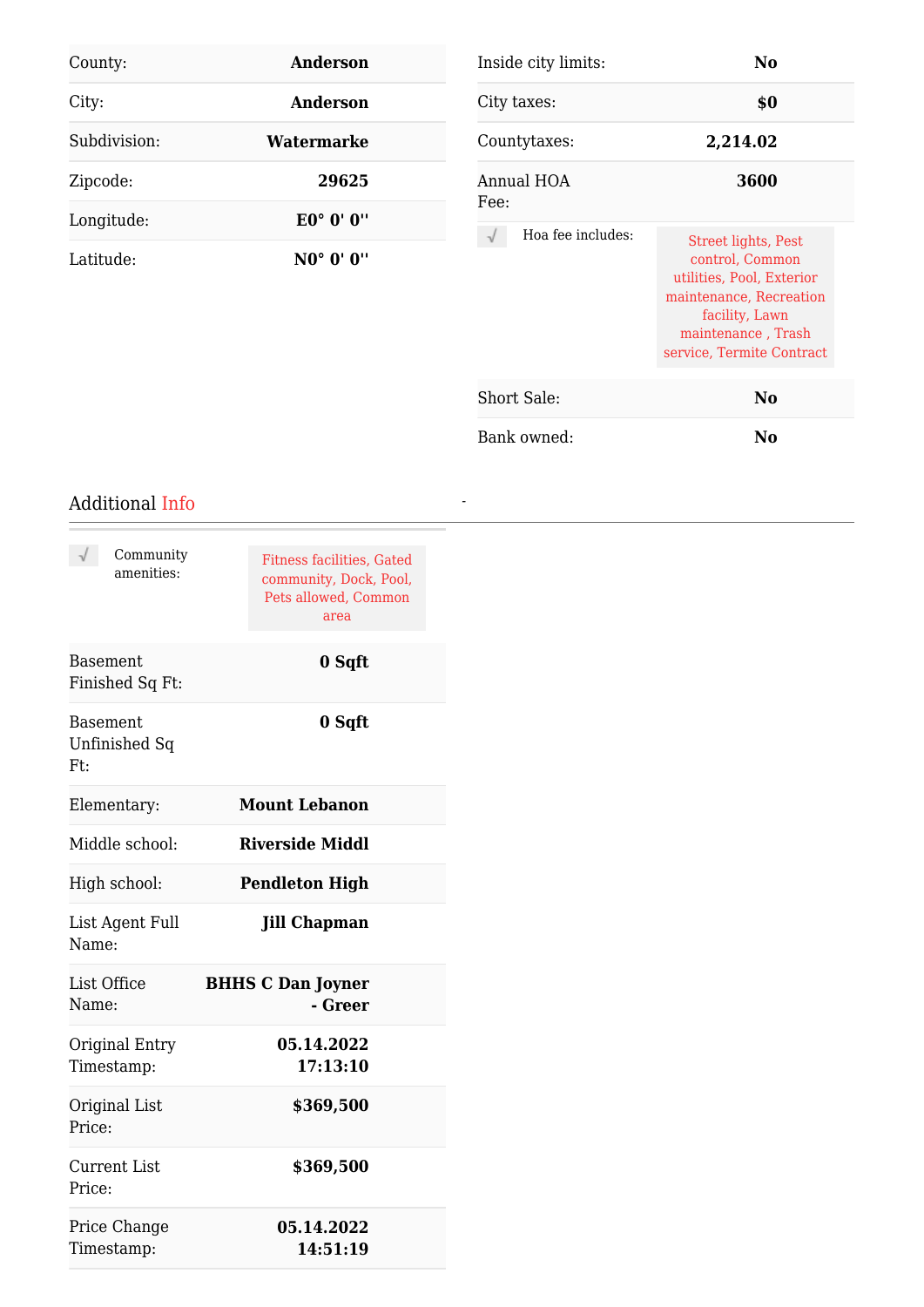| | |
|---|---|
| County: | **Anderson** |
| City: | **Anderson** |
| Subdivision: | **Watermarke** |
| Zipcode: | **29625** |
| Longitude: | **E0° 0' 0''** |
| Latitude: | **N0° 0' 0''** |

| | |
|---|---|
| Inside city limits: | **No** |
| City taxes: | **$0** |
| Countytaxes: | **2,214.02** |
| Annual HOA Fee: | **3600** |
| √ Hoa fee includes: | Street lights, Pest control, Common utilities, Pool, Exterior maintenance, Recreation facility, Lawn maintenance , Trash service, Termite Contract |
| Short Sale: | **No** |
| Bank owned: | **No** |

## Additional Info

| | |
|---|---|
| √ Community amenities: | Fitness facilities, Gated community, Dock, Pool, Pets allowed, Common area |
| Basement Finished Sq Ft: | **0 Sqft** |
| Basement Unfinished Sq Ft: | **0 Sqft** |
| Elementary: | **Mount Lebanon** |
| Middle school: | **Riverside Middl** |
| High school: | **Pendleton High** |
| List Agent Full Name: | **Jill Chapman** |
| List Office Name: | **BHHS C Dan Joyner - Greer** |
| Original Entry Timestamp: | **05.14.2022 17:13:10** |
| Original List Price: | **$369,500** |
| Current List Price: | **$369,500** |
| Price Change Timestamp: | **05.14.2022 14:51:19** |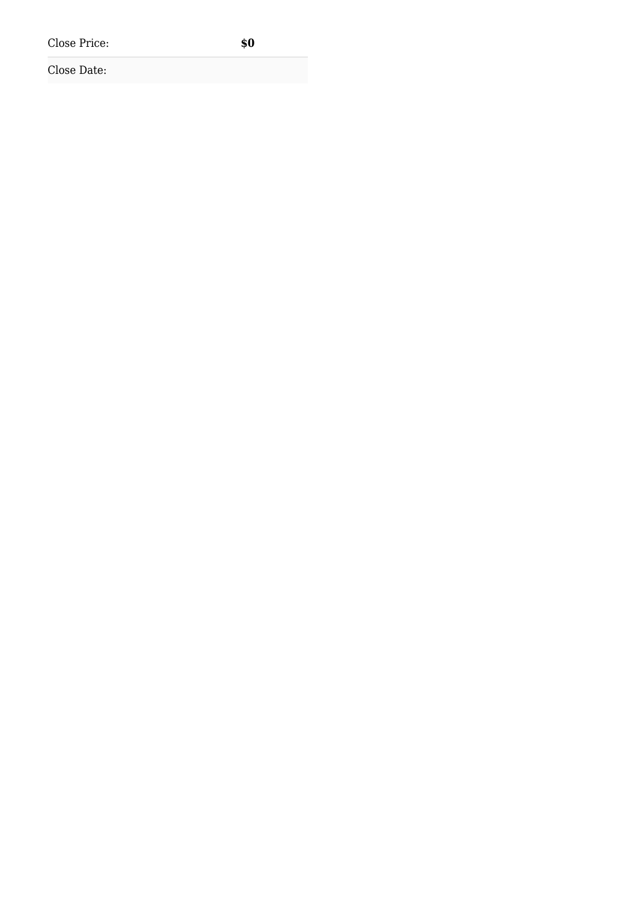| | |
|---|---|
| Close Price: | **$0** |
| Close Date: | |